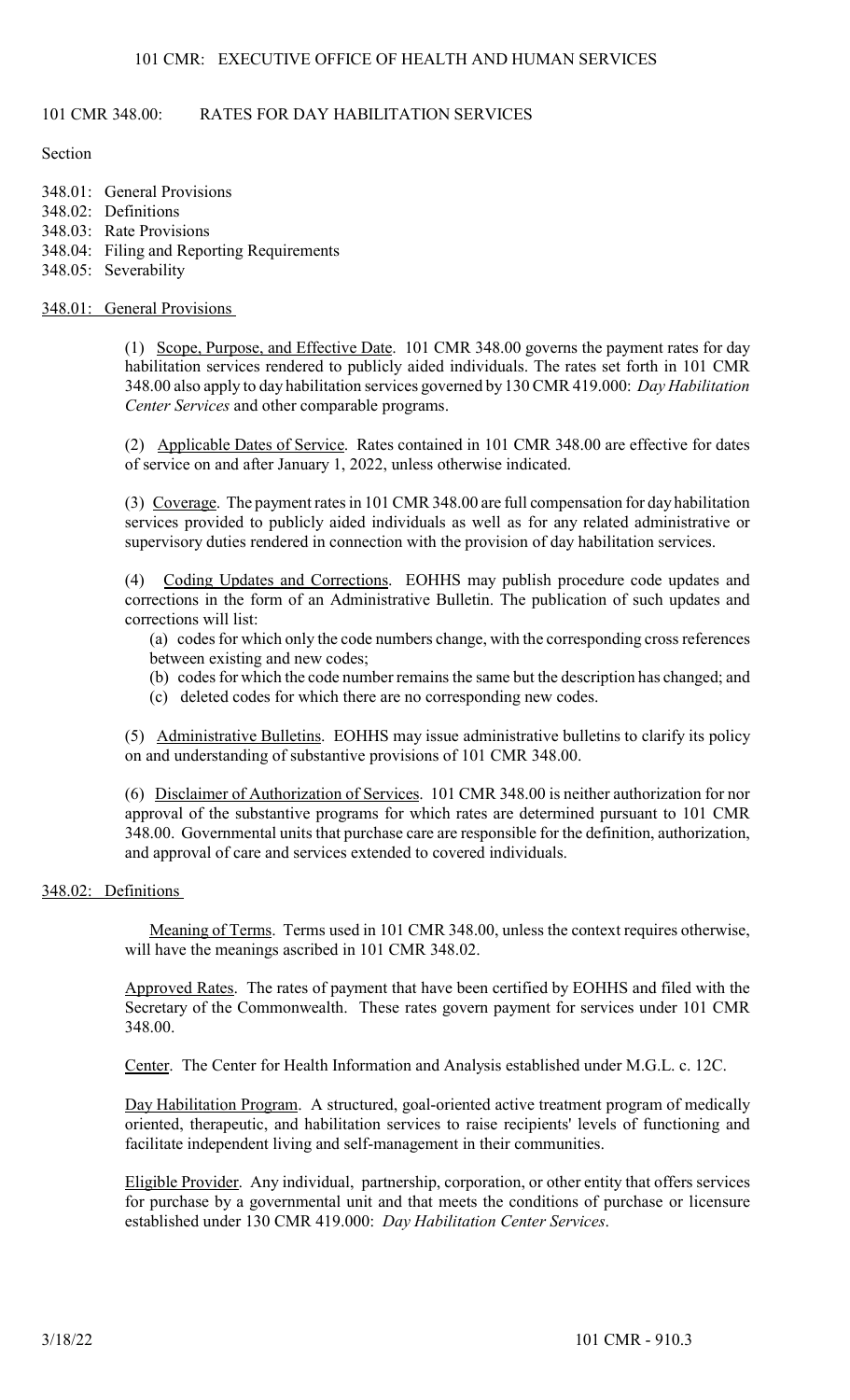# 101 CMR 348.00: RATES FOR DAY HABILITATION SERVICES

Section

348.01: General Provisions
348.02: Definitions
348.03: Rate Provisions
348.04: Filing and Reporting Requirements
348.05: Severability

## 348.01: General Provisions

(1) Scope, Purpose, and Effective Date. 101 CMR 348.00 governs the payment rates for day habilitation services rendered to publicly aided individuals. The rates set forth in 101 CMR 348.00 also apply to day habilitation services governed by 130 CMR 419.000: *Day Habilitation Center Services* and other comparable programs.

(2) Applicable Dates of Service. Rates contained in 101 CMR 348.00 are effective for dates of service on and after January 1, 2022, unless otherwise indicated.

(3) Coverage. The payment rates in 101 CMR 348.00 are full compensation for day habilitation services provided to publicly aided individuals as well as for any related administrative or supervisory duties rendered in connection with the provision of day habilitation services.

(4) Coding Updates and Corrections. EOHHS may publish procedure code updates and corrections in the form of an Administrative Bulletin. The publication of such updates and corrections will list:

(a) codes for which only the code numbers change, with the corresponding cross references between existing and new codes;
(b) codes for which the code number remains the same but the description has changed; and
(c) deleted codes for which there are no corresponding new codes.

(5) Administrative Bulletins. EOHHS may issue administrative bulletins to clarify its policy on and understanding of substantive provisions of 101 CMR 348.00.

(6) Disclaimer of Authorization of Services. 101 CMR 348.00 is neither authorization for nor approval of the substantive programs for which rates are determined pursuant to 101 CMR 348.00. Governmental units that purchase care are responsible for the definition, authorization, and approval of care and services extended to covered individuals.

## 348.02: Definitions

Meaning of Terms. Terms used in 101 CMR 348.00, unless the context requires otherwise, will have the meanings ascribed in 101 CMR 348.02.

Approved Rates. The rates of payment that have been certified by EOHHS and filed with the Secretary of the Commonwealth. These rates govern payment for services under 101 CMR 348.00.

Center. The Center for Health Information and Analysis established under M.G.L. c. 12C.

Day Habilitation Program. A structured, goal-oriented active treatment program of medically oriented, therapeutic, and habilitation services to raise recipients' levels of functioning and facilitate independent living and self-management in their communities.

Eligible Provider. Any individual, partnership, corporation, or other entity that offers services for purchase by a governmental unit and that meets the conditions of purchase or licensure established under 130 CMR 419.000: *Day Habilitation Center Services*.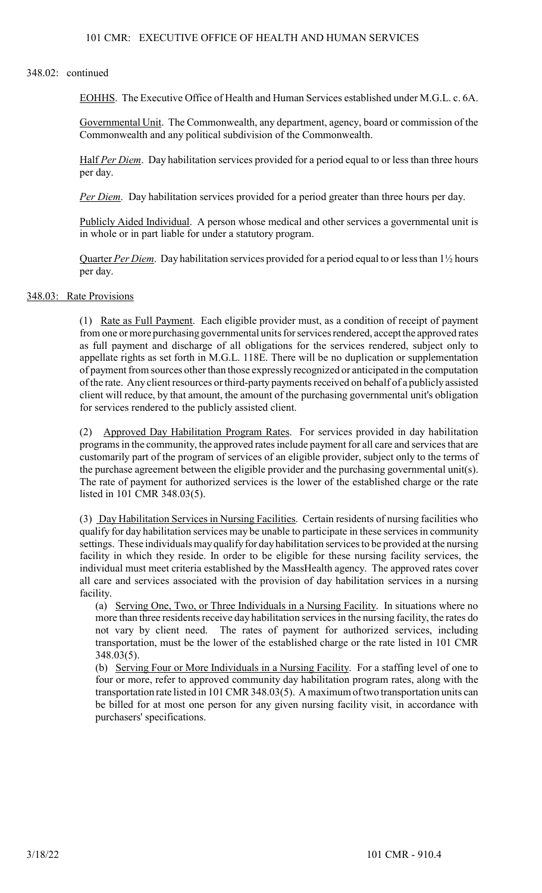348.02: continued

EOHHS. The Executive Office of Health and Human Services established under M.G.L. c. 6A.

Governmental Unit. The Commonwealth, any department, agency, board or commission of the Commonwealth and any political subdivision of the Commonwealth.

Half *Per Diem*. Day habilitation services provided for a period equal to or less than three hours per day.

*Per Diem*. Day habilitation services provided for a period greater than three hours per day.

Publicly Aided Individual. A person whose medical and other services a governmental unit is in whole or in part liable for under a statutory program.

Quarter *Per Diem*. Day habilitation services provided for a period equal to or less than 1½ hours per day.

## 348.03: Rate Provisions

(1) Rate as Full Payment. Each eligible provider must, as a condition of receipt of payment from one or more purchasing governmental units for services rendered, accept the approved rates as full payment and discharge of all obligations for the services rendered, subject only to appellate rights as set forth in M.G.L. 118E. There will be no duplication or supplementation of payment from sources other than those expressly recognized or anticipated in the computation of the rate. Any client resources or third-party payments received on behalf of a publicly assisted client will reduce, by that amount, the amount of the purchasing governmental unit's obligation for services rendered to the publicly assisted client.

(2) Approved Day Habilitation Program Rates. For services provided in day habilitation programs in the community, the approved rates include payment for all care and services that are customarily part of the program of services of an eligible provider, subject only to the terms of the purchase agreement between the eligible provider and the purchasing governmental unit(s). The rate of payment for authorized services is the lower of the established charge or the rate listed in 101 CMR 348.03(5).

(3) Day Habilitation Services in Nursing Facilities. Certain residents of nursing facilities who qualify for day habilitation services may be unable to participate in these services in community settings. These individuals may qualify for day habilitation services to be provided at the nursing facility in which they reside. In order to be eligible for these nursing facility services, the individual must meet criteria established by the MassHealth agency. The approved rates cover all care and services associated with the provision of day habilitation services in a nursing facility.

(a) Serving One, Two, or Three Individuals in a Nursing Facility. In situations where no more than three residents receive day habilitation services in the nursing facility, the rates do not vary by client need. The rates of payment for authorized services, including transportation, must be the lower of the established charge or the rate listed in 101 CMR 348.03(5).

(b) Serving Four or More Individuals in a Nursing Facility. For a staffing level of one to four or more, refer to approved community day habilitation program rates, along with the transportation rate listed in 101 CMR 348.03(5). A maximum of two transportation units can be billed for at most one person for any given nursing facility visit, in accordance with purchasers' specifications.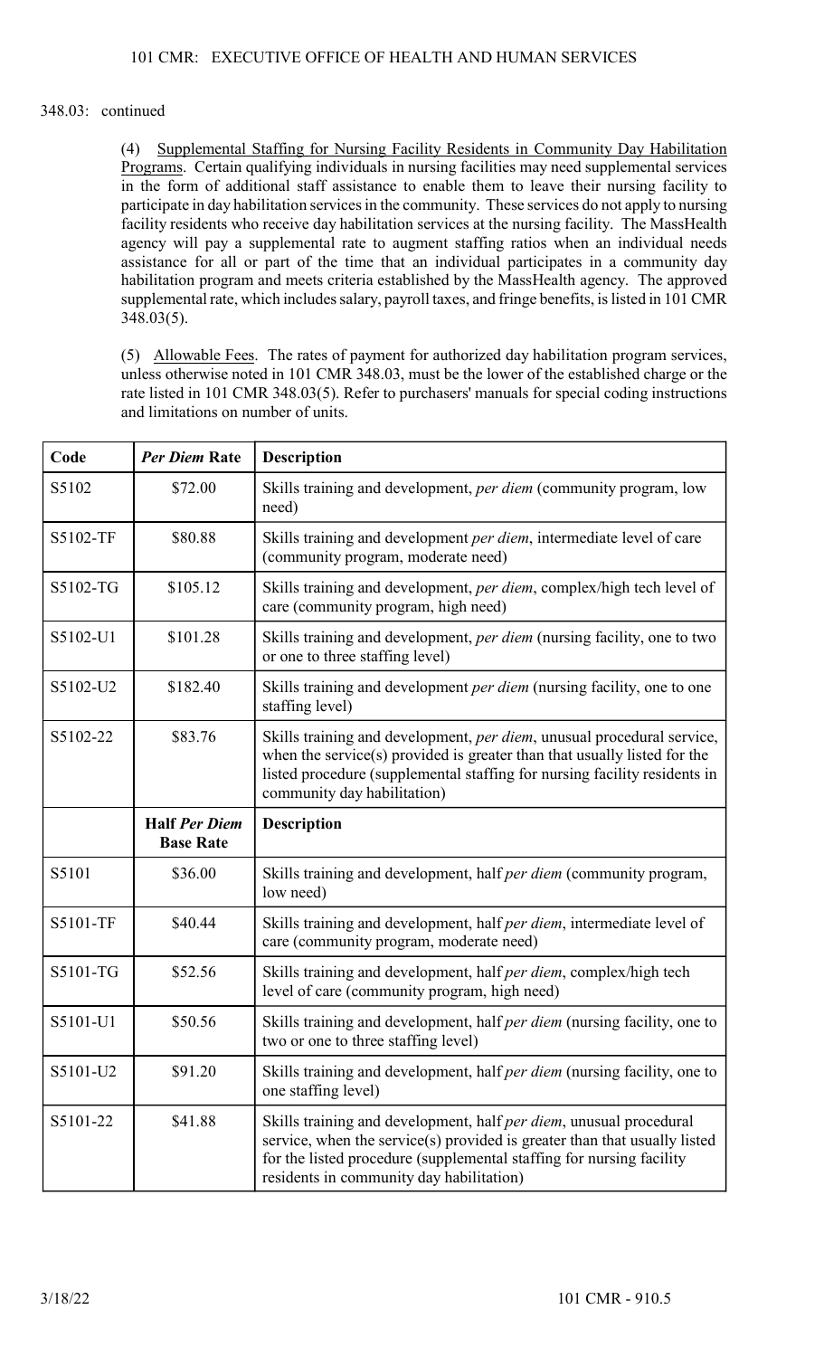348.03: continued

(4) Supplemental Staffing for Nursing Facility Residents in Community Day Habilitation Programs. Certain qualifying individuals in nursing facilities may need supplemental services in the form of additional staff assistance to enable them to leave their nursing facility to participate in day habilitation services in the community. These services do not apply to nursing facility residents who receive day habilitation services at the nursing facility. The MassHealth agency will pay a supplemental rate to augment staffing ratios when an individual needs assistance for all or part of the time that an individual participates in a community day habilitation program and meets criteria established by the MassHealth agency. The approved supplemental rate, which includes salary, payroll taxes, and fringe benefits, is listed in 101 CMR 348.03(5).

(5) Allowable Fees. The rates of payment for authorized day habilitation program services, unless otherwise noted in 101 CMR 348.03, must be the lower of the established charge or the rate listed in 101 CMR 348.03(5). Refer to purchasers' manuals for special coding instructions and limitations on number of units.

| Code | *Per Diem* Rate | Description |
|---|---|---|
| S5102 | $72.00 | Skills training and development, *per diem* (community program, low need) |
| S5102-TF | $80.88 | Skills training and development *per diem*, intermediate level of care (community program, moderate need) |
| S5102-TG | $105.12 | Skills training and development, *per diem*, complex/high tech level of care (community program, high need) |
| S5102-U1 | $101.28 | Skills training and development, *per diem* (nursing facility, one to two or one to three staffing level) |
| S5102-U2 | $182.40 | Skills training and development *per diem* (nursing facility, one to one staffing level) |
| S5102-22 | $83.76 | Skills training and development, *per diem*, unusual procedural service, when the service(s) provided is greater than that usually listed for the listed procedure (supplemental staffing for nursing facility residents in community day habilitation) |
| | **Half *Per Diem* Base Rate** | **Description** |
| S5101 | $36.00 | Skills training and development, half *per diem* (community program, low need) |
| S5101-TF | $40.44 | Skills training and development, half *per diem*, intermediate level of care (community program, moderate need) |
| S5101-TG | $52.56 | Skills training and development, half *per diem*, complex/high tech level of care (community program, high need) |
| S5101-U1 | $50.56 | Skills training and development, half *per diem* (nursing facility, one to two or one to three staffing level) |
| S5101-U2 | $91.20 | Skills training and development, half *per diem* (nursing facility, one to one staffing level) |
| S5101-22 | $41.88 | Skills training and development, half *per diem*, unusual procedural service, when the service(s) provided is greater than that usually listed for the listed procedure (supplemental staffing for nursing facility residents in community day habilitation) |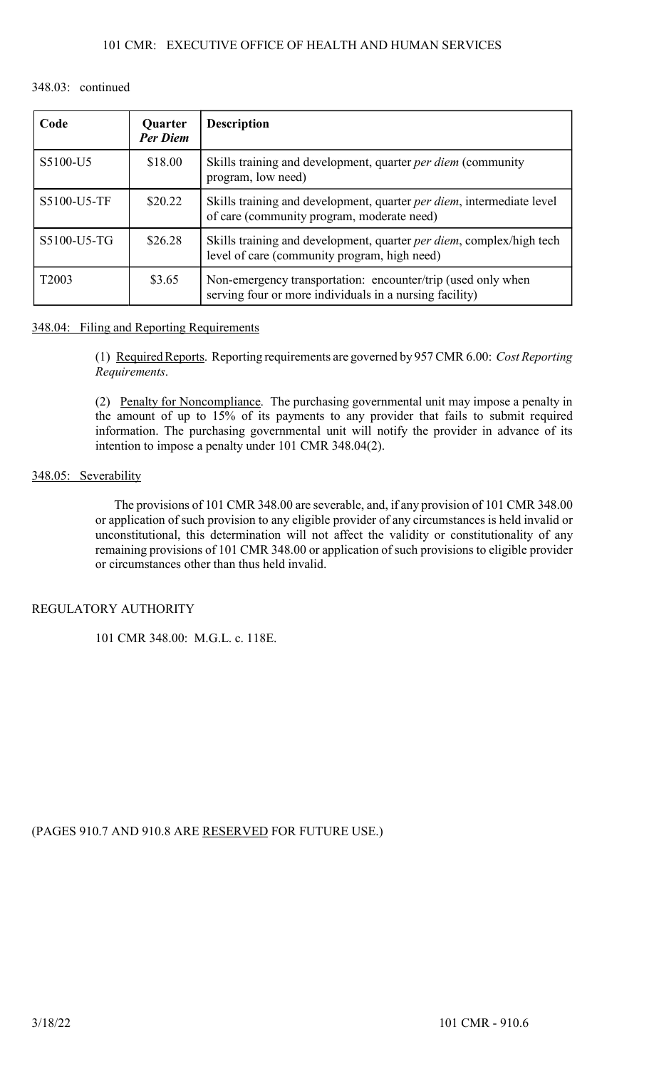348.03: continued

| Code | Quarter *Per Diem* | Description |
| --- | --- | --- |
| S5100-U5 | \$18.00 | Skills training and development, quarter *per diem* (community program, low need) |
| S5100-U5-TF | \$20.22 | Skills training and development, quarter *per diem*, intermediate level of care (community program, moderate need) |
| S5100-U5-TG | \$26.28 | Skills training and development, quarter *per diem*, complex/high tech level of care (community program, high need) |
| T2003 | \$3.65 | Non-emergency transportation: encounter/trip (used only when serving four or more individuals in a nursing facility) |

## 348.04: Filing and Reporting Requirements

(1) Required Reports. Reporting requirements are governed by 957 CMR 6.00: *Cost Reporting Requirements*.

(2) Penalty for Noncompliance. The purchasing governmental unit may impose a penalty in the amount of up to 15% of its payments to any provider that fails to submit required information. The purchasing governmental unit will notify the provider in advance of its intention to impose a penalty under 101 CMR 348.04(2).

## 348.05: Severability

The provisions of 101 CMR 348.00 are severable, and, if any provision of 101 CMR 348.00 or application of such provision to any eligible provider of any circumstances is held invalid or unconstitutional, this determination will not affect the validity or constitutionality of any remaining provisions of 101 CMR 348.00 or application of such provisions to eligible provider or circumstances other than thus held invalid.

## REGULATORY AUTHORITY

101 CMR 348.00: M.G.L. c. 118E.

(PAGES 910.7 AND 910.8 ARE RESERVED FOR FUTURE USE.)